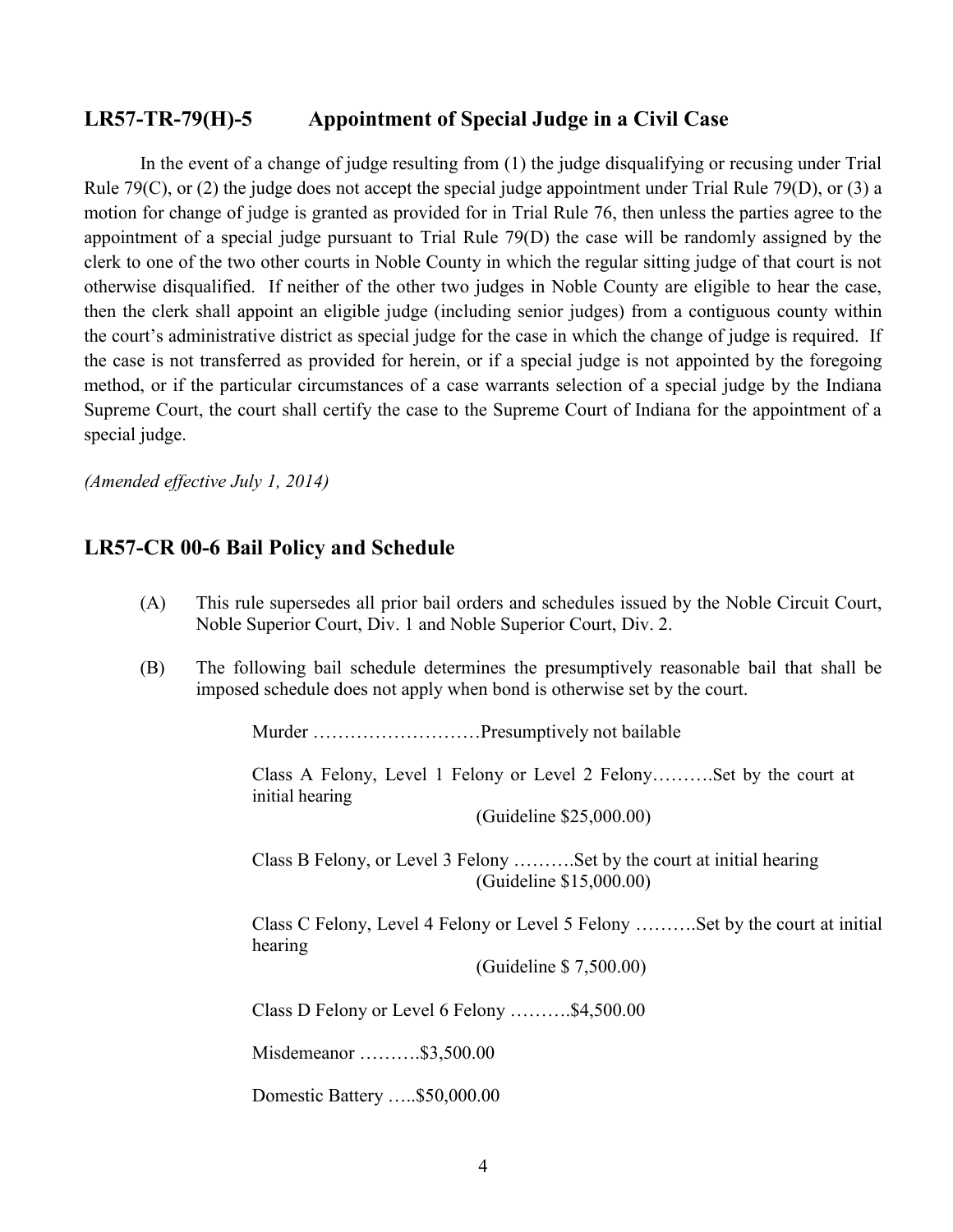## LR57-TR-79(H)-5 Appointment of Special Judge in a Civil Case

In the event of a change of judge resulting from (1) the judge disqualifying or recusing under Trial Rule 79(C), or (2) the judge does not accept the special judge appointment under Trial Rule 79(D), or (3) a motion for change of judge is granted as provided for in Trial Rule 76, then unless the parties agree to the appointment of a special judge pursuant to Trial Rule 79(D) the case will be randomly assigned by the clerk to one of the two other courts in Noble County in which the regular sitting judge of that court is not otherwise disqualified. If neither of the other two judges in Noble County are eligible to hear the case, then the clerk shall appoint an eligible judge (including senior judges) from a contiguous county within the court's administrative district as special judge for the case in which the change of judge is required. If the case is not transferred as provided for herein, or if a special judge is not appointed by the foregoing method, or if the particular circumstances of a case warrants selection of a special judge by the Indiana Supreme Court, the court shall certify the case to the Supreme Court of Indiana for the appointment of a special judge.

*(Amended effective July 1, 2014)*

## LR57-CR 00-6 Bail Policy and Schedule

(A) This rule supersedes all prior bail orders and schedules issued by the Noble Circuit Court, Noble Superior Court, Div. 1 and Noble Superior Court, Div. 2.

(B) The following bail schedule determines the presumptively reasonable bail that shall be imposed schedule does not apply when bond is otherwise set by the court.

Murder ………………………Presumptively not bailable

Class A Felony, Level 1 Felony or Level 2 Felony……….Set by the court at initial hearing
(Guideline $25,000.00)

Class B Felony, or Level 3 Felony ……….Set by the court at initial hearing
(Guideline $15,000.00)

Class C Felony, Level 4 Felony or Level 5 Felony ……….Set by the court at initial hearing
(Guideline $ 7,500.00)

Class D Felony or Level 6 Felony ……….$4,500.00

Misdemeanor ……….$3,500.00

Domestic Battery …..$50,000.00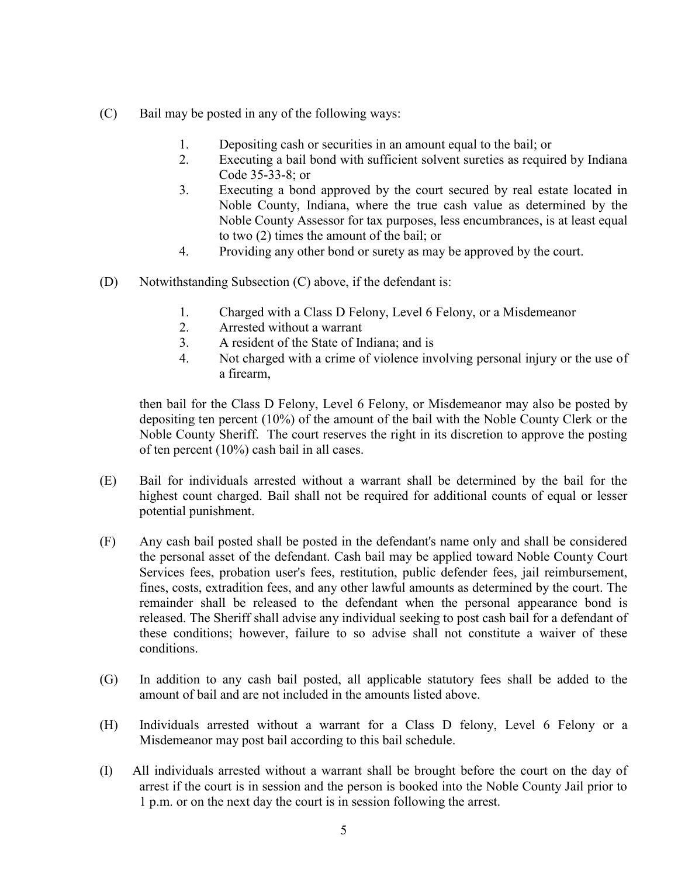(C) Bail may be posted in any of the following ways:

1. Depositing cash or securities in an amount equal to the bail; or
2. Executing a bail bond with sufficient solvent sureties as required by Indiana Code 35-33-8; or
3. Executing a bond approved by the court secured by real estate located in Noble County, Indiana, where the true cash value as determined by the Noble County Assessor for tax purposes, less encumbrances, is at least equal to two (2) times the amount of the bail; or
4. Providing any other bond or surety as may be approved by the court.

(D) Notwithstanding Subsection (C) above, if the defendant is:

1. Charged with a Class D Felony, Level 6 Felony, or a Misdemeanor
2. Arrested without a warrant
3. A resident of the State of Indiana; and is
4. Not charged with a crime of violence involving personal injury or the use of a firearm,

then bail for the Class D Felony, Level 6 Felony, or Misdemeanor may also be posted by depositing ten percent (10%) of the amount of the bail with the Noble County Clerk or the Noble County Sheriff. The court reserves the right in its discretion to approve the posting of ten percent (10%) cash bail in all cases.

(E) Bail for individuals arrested without a warrant shall be determined by the bail for the highest count charged. Bail shall not be required for additional counts of equal or lesser potential punishment.

(F) Any cash bail posted shall be posted in the defendant's name only and shall be considered the personal asset of the defendant. Cash bail may be applied toward Noble County Court Services fees, probation user's fees, restitution, public defender fees, jail reimbursement, fines, costs, extradition fees, and any other lawful amounts as determined by the court. The remainder shall be released to the defendant when the personal appearance bond is released. The Sheriff shall advise any individual seeking to post cash bail for a defendant of these conditions; however, failure to so advise shall not constitute a waiver of these conditions.

(G) In addition to any cash bail posted, all applicable statutory fees shall be added to the amount of bail and are not included in the amounts listed above.

(H) Individuals arrested without a warrant for a Class D felony, Level 6 Felony or a Misdemeanor may post bail according to this bail schedule.

(I) All individuals arrested without a warrant shall be brought before the court on the day of arrest if the court is in session and the person is booked into the Noble County Jail prior to 1 p.m. or on the next day the court is in session following the arrest.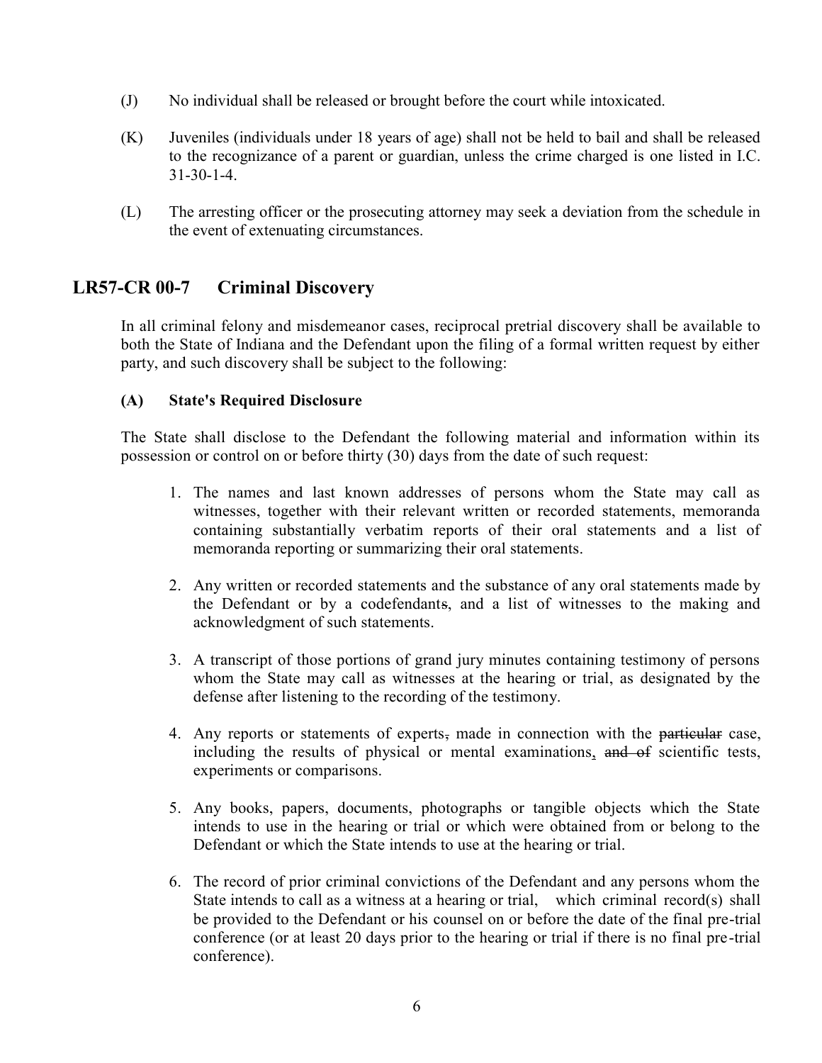(J) No individual shall be released or brought before the court while intoxicated.

(K) Juveniles (individuals under 18 years of age) shall not be held to bail and shall be released to the recognizance of a parent or guardian, unless the crime charged is one listed in I.C. 31-30-1-4.

(L) The arresting officer or the prosecuting attorney may seek a deviation from the schedule in the event of extenuating circumstances.

## LR57-CR 00-7 Criminal Discovery

In all criminal felony and misdemeanor cases, reciprocal pretrial discovery shall be available to both the State of Indiana and the Defendant upon the filing of a formal written request by either party, and such discovery shall be subject to the following:

### (A) State's Required Disclosure

The State shall disclose to the Defendant the following material and information within its possession or control on or before thirty (30) days from the date of such request:

1. The names and last known addresses of persons whom the State may call as witnesses, together with their relevant written or recorded statements, memoranda containing substantially verbatim reports of their oral statements and a list of memoranda reporting or summarizing their oral statements.

2. Any written or recorded statements and the substance of any oral statements made by the Defendant or by a codefendant~~s~~, and a list of witnesses to the making and acknowledgment of such statements.

3. A transcript of those portions of grand jury minutes containing testimony of persons whom the State may call as witnesses at the hearing or trial, as designated by the defense after listening to the recording of the testimony.

4. Any reports or statements of experts~~,~~ made in connection with the ~~particular~~ case, including the results of physical or mental examinations, ~~and of~~ scientific tests, experiments or comparisons.

5. Any books, papers, documents, photographs or tangible objects which the State intends to use in the hearing or trial or which were obtained from or belong to the Defendant or which the State intends to use at the hearing or trial.

6. The record of prior criminal convictions of the Defendant and any persons whom the State intends to call as a witness at a hearing or trial, which criminal record(s) shall be provided to the Defendant or his counsel on or before the date of the final pre-trial conference (or at least 20 days prior to the hearing or trial if there is no final pre-trial conference).